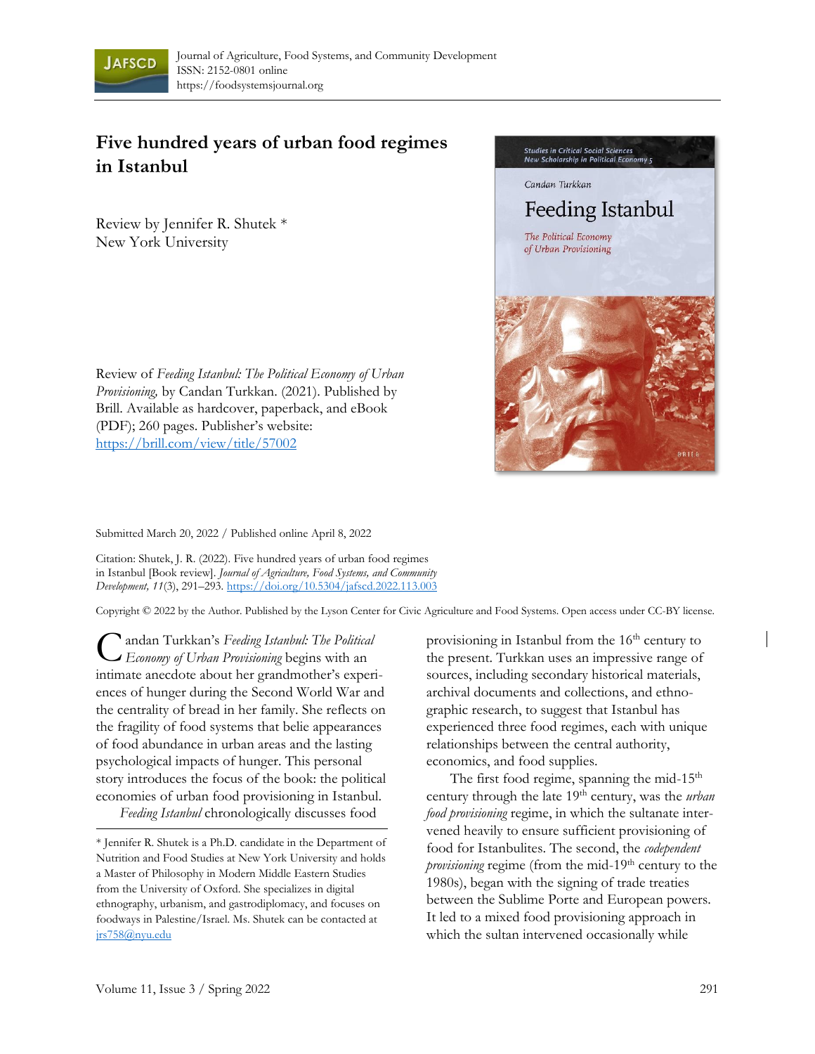# Five hundred years of urban food regimes in Istanbul

Review by Jennifer R. Shutek *
New York University

Review of *Feeding Istanbul: The Political Economy of Urban Provisioning,* by Candan Turkkan. (2021). Published by Brill. Available as hardcover, paperback, and eBook (PDF); 260 pages. Publisher's website: https://brill.com/view/title/57002

Submitted March 20, 2022 / Published online April 8, 2022

Citation: Shutek, J. R. (2022). Five hundred years of urban food regimes in Istanbul [Book review]. *Journal of Agriculture, Food Systems, and Community Development, 11*(3), 291–293. https://doi.org/10.5304/jafscd.2022.113.003

Copyright © 2022 by the Author. Published by the Lyson Center for Civic Agriculture and Food Systems. Open access under CC-BY license.

Candan Turkkan's *Feeding Istanbul: The Political Economy of Urban Provisioning* begins with an intimate anecdote about her grandmother's experiences of hunger during the Second World War and the centrality of bread in her family. She reflects on the fragility of food systems that belie appearances of food abundance in urban areas and the lasting psychological impacts of hunger. This personal story introduces the focus of the book: the political economies of urban food provisioning in Istanbul.

*Feeding Istanbul* chronologically discusses food provisioning in Istanbul from the 16th century to the present. Turkkan uses an impressive range of sources, including secondary historical materials, archival documents and collections, and ethnographic research, to suggest that Istanbul has experienced three food regimes, each with unique relationships between the central authority, economics, and food supplies.

The first food regime, spanning the mid-15th century through the late 19th century, was the *urban food provisioning* regime, in which the sultanate intervened heavily to ensure sufficient provisioning of food for Istanbulites. The second, the *codependent provisioning* regime (from the mid-19th century to the 1980s), began with the signing of trade treaties between the Sublime Porte and European powers. It led to a mixed food provisioning approach in which the sultan intervened occasionally while

* Jennifer R. Shutek is a Ph.D. candidate in the Department of Nutrition and Food Studies at New York University and holds a Master of Philosophy in Modern Middle Eastern Studies from the University of Oxford. She specializes in digital ethnography, urbanism, and gastrodiplomacy, and focuses on foodways in Palestine/Israel. Ms. Shutek can be contacted at jrs758@nyu.edu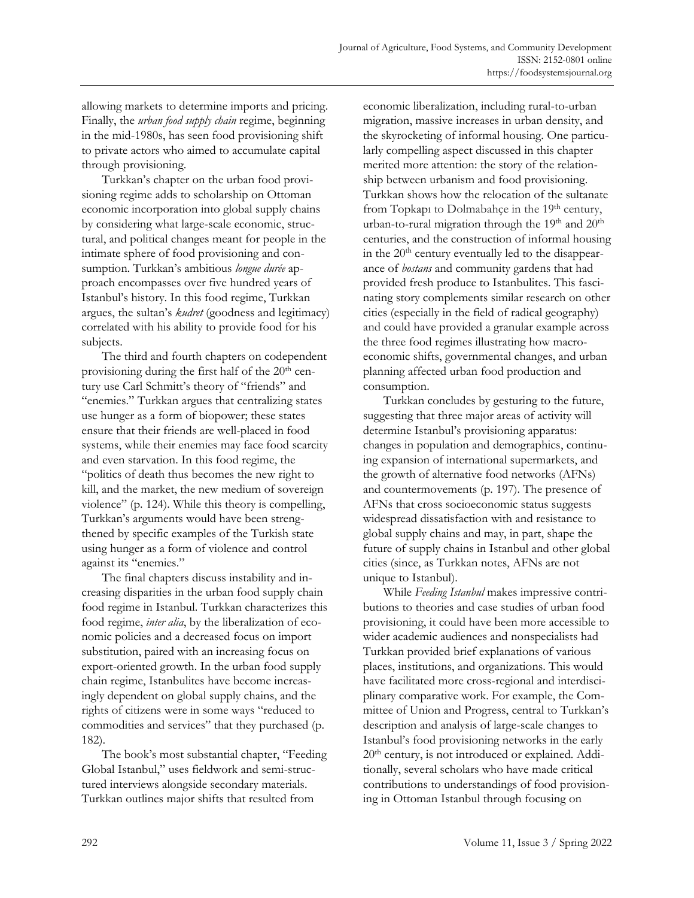allowing markets to determine imports and pricing. Finally, the *urban food supply chain* regime, beginning in the mid-1980s, has seen food provisioning shift to private actors who aimed to accumulate capital through provisioning.

Turkkan's chapter on the urban food provisioning regime adds to scholarship on Ottoman economic incorporation into global supply chains by considering what large-scale economic, structural, and political changes meant for people in the intimate sphere of food provisioning and consumption. Turkkan's ambitious *longue durée* approach encompasses over five hundred years of Istanbul's history. In this food regime, Turkkan argues, the sultan's *kudret* (goodness and legitimacy) correlated with his ability to provide food for his subjects.

The third and fourth chapters on codependent provisioning during the first half of the 20th century use Carl Schmitt's theory of "friends" and "enemies." Turkkan argues that centralizing states use hunger as a form of biopower; these states ensure that their friends are well-placed in food systems, while their enemies may face food scarcity and even starvation. In this food regime, the "politics of death thus becomes the new right to kill, and the market, the new medium of sovereign violence" (p. 124). While this theory is compelling, Turkkan's arguments would have been strengthened by specific examples of the Turkish state using hunger as a form of violence and control against its "enemies."

The final chapters discuss instability and increasing disparities in the urban food supply chain food regime in Istanbul. Turkkan characterizes this food regime, *inter alia*, by the liberalization of economic policies and a decreased focus on import substitution, paired with an increasing focus on export-oriented growth. In the urban food supply chain regime, Istanbulites have become increasingly dependent on global supply chains, and the rights of citizens were in some ways "reduced to commodities and services" that they purchased (p. 182).

The book's most substantial chapter, "Feeding Global Istanbul," uses fieldwork and semi-structured interviews alongside secondary materials. Turkkan outlines major shifts that resulted from economic liberalization, including rural-to-urban migration, massive increases in urban density, and the skyrocketing of informal housing. One particularly compelling aspect discussed in this chapter merited more attention: the story of the relationship between urbanism and food provisioning. Turkkan shows how the relocation of the sultanate from Topkapı to Dolmabahçe in the 19th century, urban-to-rural migration through the 19th and 20th centuries, and the construction of informal housing in the 20th century eventually led to the disappearance of *bostans* and community gardens that had provided fresh produce to Istanbulites. This fascinating story complements similar research on other cities (especially in the field of radical geography) and could have provided a granular example across the three food regimes illustrating how macroeconomic shifts, governmental changes, and urban planning affected urban food production and consumption.

Turkkan concludes by gesturing to the future, suggesting that three major areas of activity will determine Istanbul's provisioning apparatus: changes in population and demographics, continuing expansion of international supermarkets, and the growth of alternative food networks (AFNs) and countermovements (p. 197). The presence of AFNs that cross socioeconomic status suggests widespread dissatisfaction with and resistance to global supply chains and may, in part, shape the future of supply chains in Istanbul and other global cities (since, as Turkkan notes, AFNs are not unique to Istanbul).

While *Feeding Istanbul* makes impressive contributions to theories and case studies of urban food provisioning, it could have been more accessible to wider academic audiences and nonspecialists had Turkkan provided brief explanations of various places, institutions, and organizations. This would have facilitated more cross-regional and interdisciplinary comparative work. For example, the Committee of Union and Progress, central to Turkkan's description and analysis of large-scale changes to Istanbul's food provisioning networks in the early 20th century, is not introduced or explained. Additionally, several scholars who have made critical contributions to understandings of food provisioning in Ottoman Istanbul through focusing on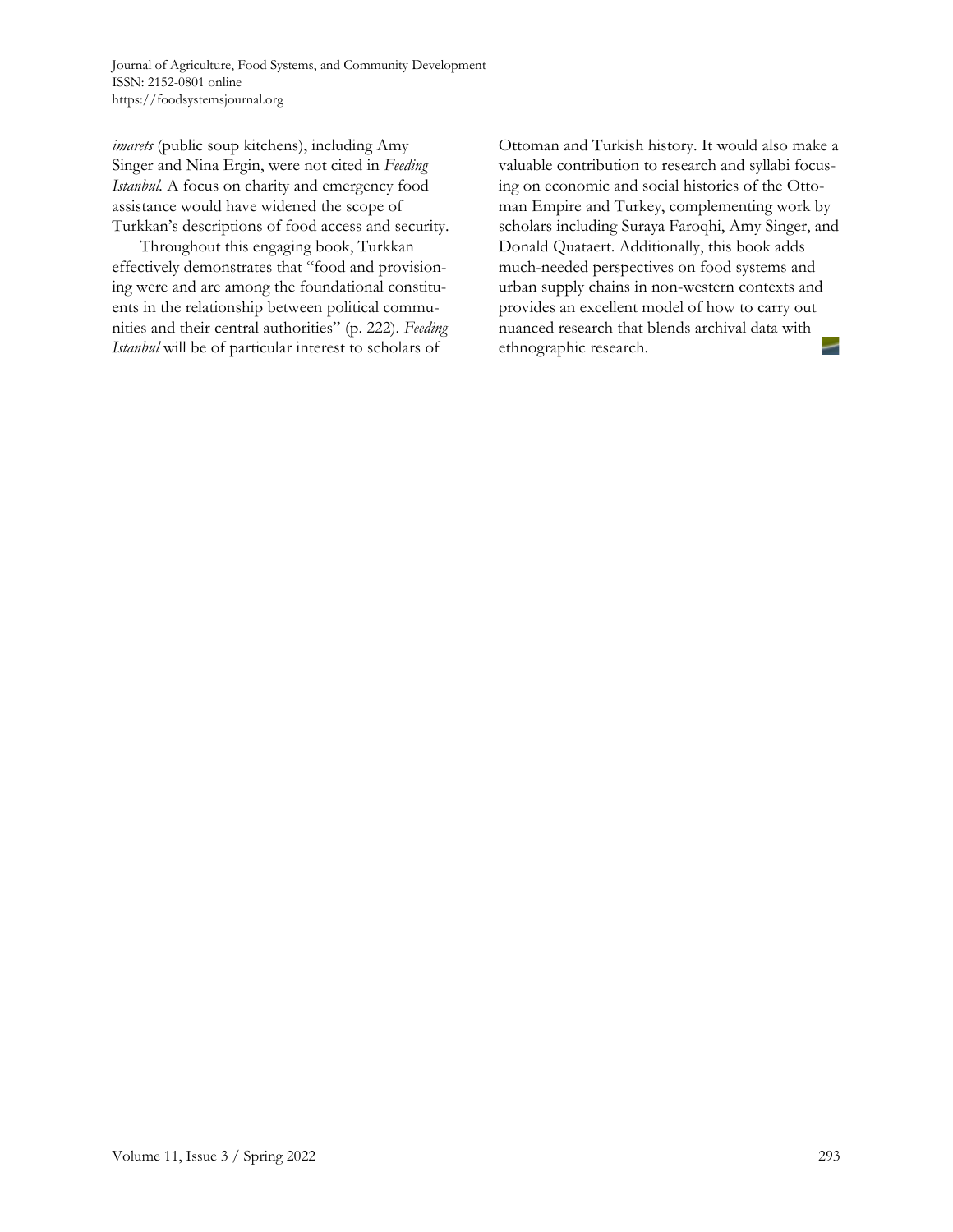*imarets* (public soup kitchens), including Amy Singer and Nina Ergin, were not cited in *Feeding Istanbul.* A focus on charity and emergency food assistance would have widened the scope of Turkkan's descriptions of food access and security.

Throughout this engaging book, Turkkan effectively demonstrates that "food and provisioning were and are among the foundational constituents in the relationship between political communities and their central authorities" (p. 222). *Feeding Istanbul* will be of particular interest to scholars of Ottoman and Turkish history. It would also make a valuable contribution to research and syllabi focusing on economic and social histories of the Ottoman Empire and Turkey, complementing work by scholars including Suraya Faroqhi, Amy Singer, and Donald Quataert. Additionally, this book adds much-needed perspectives on food systems and urban supply chains in non-western contexts and provides an excellent model of how to carry out nuanced research that blends archival data with ethnographic research.